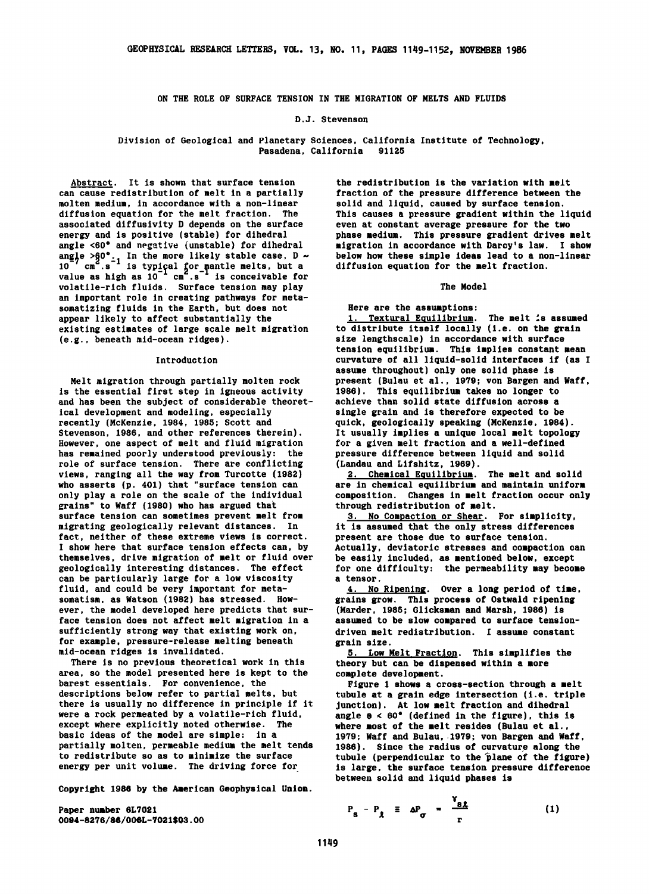# ON THE ROLE OF SURFACE TENSION IN THE MIGRATION OF MELTS AND FLUIDS

D.J. Stevenson

Division of Geological and Planetary Sciences, California Institute of Technology, Pasadena, California 91125

**Abstract.** It is shown that surface tension can cause redistribution of melt in a partially molten medium, in accordance with a non-linear diffusion equation for the melt fraction. The associated diffusivity D depends on the surface energy and is positive (stable) for dihedral angle <60° and negative (unstable) for dihedral angle >60°. In the more likely stable case, $D \sim 10^{-7}$ $cm^2.s^{-1}$ is typical for mantle melts, but a value as high as $10^{-1}$ $cm^2.s^{-1}$ is conceivable for volatile-rich fluids. Surface tension may play an important role in creating pathways for metasomatizing fluids in the Earth, but does not appear likely to affect substantially the existing estimates of large scale melt migration (e.g., beneath mid-ocean ridges).

## Introduction

Melt migration through partially molten rock is the essential first step in igneous activity and has been the subject of considerable theoretical development and modeling, especially recently (McKenzie, 1984, 1985; Scott and Stevenson, 1986, and other references therein). However, one aspect of melt and fluid migration has remained poorly understood previously: the role of surface tension. There are conflicting views, ranging all the way from Turcotte (1982) who asserts (p. 401) that "surface tension can only play a role on the scale of the individual grains" to Waff (1980) who has argued that surface tension can sometimes prevent melt from migrating geologically relevant distances. In fact, neither of these extreme views is correct. I show here that surface tension effects can, by themselves, drive migration of melt or fluid over geologically interesting distances. The effect can be particularly large for a low viscosity fluid, and could be very important for metasomatism, as Watson (1982) has stressed. However, the model developed here predicts that surface tension does not affect melt migration in a sufficiently strong way that existing work on, for example, pressure-release melting beneath mid-ocean ridges is invalidated.

There is no previous theoretical work in this area, so the model presented here is kept to the barest essentials. For convenience, the descriptions below refer to partial melts, but there is usually no difference in principle if it were a rock permeated by a volatile-rich fluid, except where explicitly noted otherwise. The basic ideas of the model are simple: in a partially molten, permeable medium the melt tends to redistribute so as to minimize the surface energy per unit volume. The driving force for the redistribution is the variation with melt fraction of the pressure difference between the solid and liquid, caused by surface tension. This causes a pressure gradient within the liquid even at constant average pressure for the two phase medium. This pressure gradient drives melt migration in accordance with Darcy's law. I show below how these simple ideas lead to a non-linear diffusion equation for the melt fraction.

## The Model

Here are the assumptions:

1. Textural Equilibrium. The melt is assumed to distribute itself locally (i.e. on the grain size lengthscale) in accordance with surface tension equilibrium. This implies constant mean curvature of all liquid-solid interfaces if (as I assume throughout) only one solid phase is present (Bulau et al., 1979; von Bargen and Waff, 1986). This equilibrium takes no longer to achieve than solid state diffusion across a single grain and is therefore expected to be quick, geologically speaking (McKenzie, 1984). It usually implies a unique local melt topology for a given melt fraction and a well-defined pressure difference between liquid and solid (Landau and Lifshitz, 1969).

2. Chemical Equilibrium. The melt and solid are in chemical equilibrium and maintain uniform composition. Changes in melt fraction occur only through redistribution of melt.

3. No Compaction or Shear. For simplicity, it is assumed that the only stress differences present are those due to surface tension. Actually, deviatoric stresses and compaction can be easily included, as mentioned below, except for one difficulty: the permeability may become a tensor.

4. No Ripening. Over a long period of time, grains grow. This process of Ostwald ripening (Marder, 1985; Glicksman and Marsh, 1986) is assumed to be slow compared to surface tension-driven melt redistribution. I assume constant grain size.

5. Low Melt Fraction. This simplifies the theory but can be dispensed within a more complete development.

Figure 1 shows a cross-section through a melt tubule at a grain edge intersection (i.e. triple junction). At low melt fraction and dihedral angle $\theta < 60°$ (defined in the figure), this is where most of the melt resides (Bulau et al., 1979; Waff and Bulau, 1979; von Bargen and Waff, 1986). Since the radius of curvature along the tubule (perpendicular to the plane of the figure) is large, the surface tension pressure difference between solid and liquid phases is

$$P_s - P_\ell \equiv \Delta P_\sigma = \frac{\gamma_{s\ell}}{r} \tag{1}$$

Copyright 1986 by the American Geophysical Union.

Paper number 6L7021
0094-8276/86/006L-7021$03.00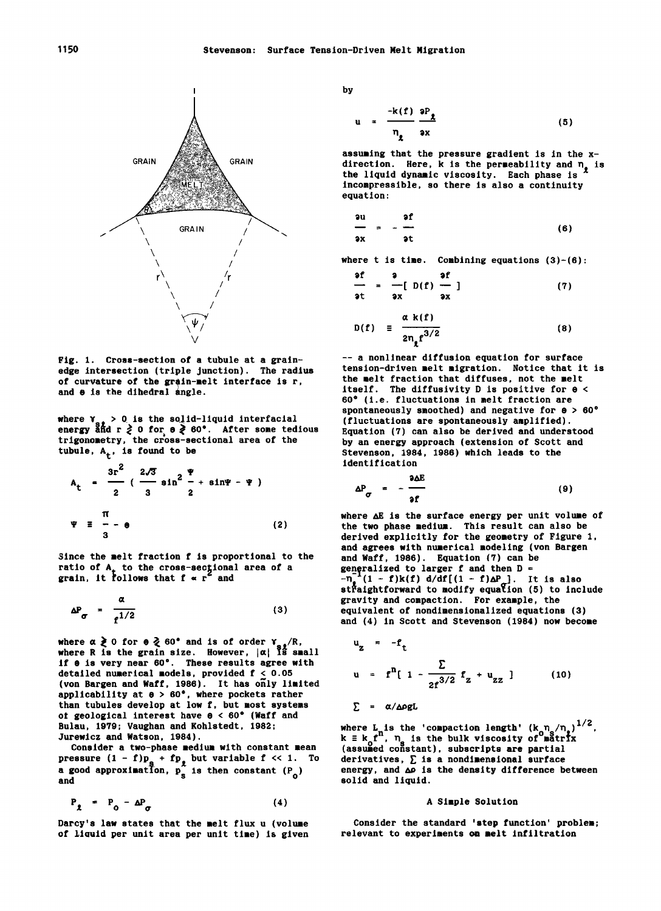Fig. 1. Cross-section of a tubule at a grain-edge intersection (triple junction). The radius of curvature of the grain-melt interface is $r$, and $\theta$ is the dihedral angle.

where $\gamma_{s\ell} > 0$ is the solid-liquid interfacial energy and $r \gtrless 0$ for $\theta \gtrless 60°$. After some tedious trigonometry, the cross-sectional area of the tubule, $A_t$, is found to be

$$A_t = \frac{3r^2}{2}\left(\frac{2\sqrt{3}}{3}\sin^2\frac{\Psi}{2} + \sin\Psi - \Psi\right)$$

$$\Psi \equiv \frac{\pi}{3} - \theta \tag{2}$$

Since the melt fraction $f$ is proportional to the ratio of $A_t$ to the cross-sectional area of a grain, it follows that $f \propto r^2$ and

$$\Delta P_\sigma = \frac{\alpha}{f^{1/2}} \tag{3}$$

where $\alpha \gtrless 0$ for $\theta \gtrless 60°$ and is of order $\gamma_{s\ell}/R$, where $R$ is the grain size. However, $|\alpha|$ is small if $\theta$ is very near 60°. These results agree with detailed numerical models, provided $f \leq 0.05$ (von Bargen and Waff, 1986). It has only limited applicability at $\theta > 60°$, where pockets rather than tubules develop at low $f$, but most systems of geological interest have $\theta < 60°$ (Waff and Bulau, 1979; Vaughan and Kohlstedt, 1982; Jurewicz and Watson, 1984).

Consider a two-phase medium with constant mean pressure $(1 - f)p_s + fp_\ell$ but variable $f \ll 1$. To a good approximation, $p_s$ is then constant ($P_o$) and

$$P_\ell = P_o - \Delta P_\sigma \tag{4}$$

Darcy's law states that the melt flux $u$ (volume of liquid per unit area per unit time) is given by

$$u = \frac{-k(f)}{\eta_\ell}\frac{\partial P_\ell}{\partial x} \tag{5}$$

assuming that the pressure gradient is in the x-direction. Here, $k$ is the permeability and $\eta_\ell$ is the liquid dynamic viscosity. Each phase is incompressible, so there is also a continuity equation:

$$\frac{\partial u}{\partial x} = -\frac{\partial f}{\partial t} \tag{6}$$

where $t$ is time. Combining equations (3)-(6):

$$\frac{\partial f}{\partial t} = \frac{\partial}{\partial x}\left[D(f)\frac{\partial f}{\partial x}\right] \tag{7}$$

$$D(f) \equiv \frac{\alpha\, k(f)}{2\eta_\ell f^{3/2}} \tag{8}$$

-- a nonlinear diffusion equation for surface tension-driven melt migration. Notice that it is the melt fraction that diffuses, not the melt itself. The diffusivity $D$ is positive for $\theta < 60°$ (i.e. fluctuations in melt fraction are spontaneously smoothed) and negative for $\theta > 60°$ (fluctuations are spontaneously amplified). Equation (7) can also be derived and understood by an energy approach (extension of Scott and Stevenson, 1984, 1986) which leads to the identification

$$\Delta P_\sigma = -\frac{\partial \Delta E}{\partial f} \tag{9}$$

where $\Delta E$ is the surface energy per unit volume of the two phase medium. This result can also be derived explicitly for the geometry of Figure 1, and agrees with numerical modeling (von Bargen and Waff, 1986). Equation (7) can be generalized to larger $f$ and then $D = -\eta_\ell^{-1}(1 - f)k(f)\, d/df[(1 - f)\Delta P_\sigma]$. It is also straightforward to modify equation (5) to include gravity and compaction. For example, the equivalent of nondimensionalized equations (3) and (4) in Scott and Stevenson (1984) now become

$$u_z = -f_t$$

$$u = f^n\left[1 - \frac{\Sigma}{2f^{3/2}}f_z + u_{zz}\right] \tag{10}$$

$$\Sigma = \alpha/\Delta\rho g L$$

where $L$ is the 'compaction length' $(k_o\eta_s/\eta_\ell)^{1/2}$, $k \equiv k_o f^n$, $\eta_s$ is the bulk viscosity of matrix (assumed constant), subscripts are partial derivatives, $\Sigma$ is a nondimensional surface energy, and $\Delta\rho$ is the density difference between solid and liquid.

## A Simple Solution

Consider the standard 'step function' problem; relevant to experiments on melt infiltration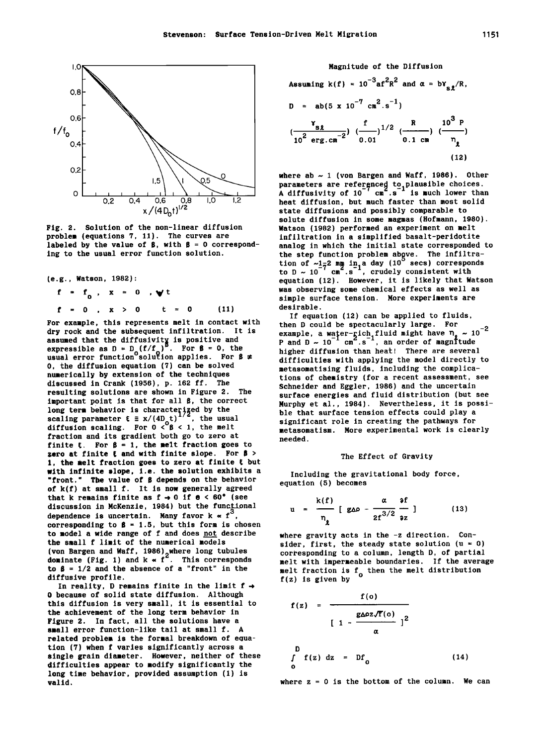Fig. 2. Solution of the non-linear diffusion problem (equations 7, 11). The curves are labeled by the value of $\beta$, with $\beta = 0$ corresponding to the usual error function solution.

(e.g., Watson, 1982):

$$f = f_o \ , \quad x = 0 \ , \ \forall t$$

$$f = 0 \ , \quad x > 0 \quad t = 0 \qquad (11)$$

For example, this represents melt in contact with dry rock and the subsequent infiltration. It is assumed that the diffusivity is positive and expressible as $D = D_o(f/f_o)^\beta$. For $\beta = 0$, the usual error function solution applies. For $\beta \neq 0$, the diffusion equation (7) can be solved numerically by extension of the techniques discussed in Crank (1956), p. 162 ff. The resulting solutions are shown in Figure 2. The important point is that for all $\beta$, the correct long term behavior is characterized by the scaling parameter $\xi \equiv x/(4D_ot)^{1/2}$, the usual diffusion scaling. For $0 < \beta < 1$, the melt fraction and its gradient both go to zero at finite $\xi$. For $\beta = 1$, the melt fraction goes to zero at finite $\xi$ and with finite slope. For $\beta > 1$, the melt fraction goes to zero at finite $\xi$ but with infinite slope, i.e. the solution exhibits a "front." The value of $\beta$ depends on the behavior of $k(f)$ at small $f$. It is now generally agreed that $k$ remains finite as $f \to 0$ if $\theta < 60°$ (see discussion in McKenzie, 1984) but the functional dependence is uncertain. Many favor $k \propto f^3$, corresponding to $\beta = 1.5$, but this form is chosen to model a wide range of $f$ and does not describe the small $f$ limit of the numerical models (von Bargen and Waff, 1986) where long tubules dominate (Fig. 1) and $k \propto f^2$. This corresponds to $\beta = 1/2$ and the absence of a "front" in the diffusive profile.

In reality, $D$ remains finite in the limit $f \to 0$ because of solid state diffusion. Although this diffusion is very small, it is essential to the achievement of the long term behavior in Figure 2. In fact, all the solutions have a small error function-like tail at small $f$. A related problem is the formal breakdown of equation (7) when $f$ varies significantly across a single grain diameter. However, neither of these difficulties appear to modify significantly the long time behavior, provided assumption (1) is valid.

## Magnitude of the Diffusion

Assuming $k(f) = 10^{-3}af^2R^2$ and $\alpha = b\gamma_{s\ell}/R$,

$$D = ab(5 \times 10^{-7}\ \mathrm{cm}^2.\mathrm{s}^{-1}) \left(\frac{\gamma_{s\ell}}{10^2\ \mathrm{erg.cm}^{-2}}\right) \left(\frac{f}{0.01}\right)^{1/2} \left(\frac{R}{0.1\ \mathrm{cm}}\right) \left(\frac{10^3\ \mathrm{P}}{\eta_\ell}\right) \qquad (12)$$

where $ab \sim 1$ (von Bargen and Waff, 1986). Other parameters are referenced to plausible choices. A diffusivity of $10^{-7}\ \mathrm{cm}^2.\mathrm{s}^{-1}$ is much lower than heat diffusion, but much faster than most solid state diffusions and possibly comparable to solute diffusion in some magmas (Hofmann, 1980). Watson (1982) performed an experiment on melt infiltration in a simplified basalt-peridotite analog in which the initial state corresponded to the step function problem above. The infiltration of ~1-2 mm in a day ($10^5$ secs) corresponds to $D \sim 10^{-7}\ \mathrm{cm}^2.\mathrm{s}^{-1}$, crudely consistent with equation (12). However, it is likely that Watson was observing some chemical effects as well as simple surface tension. More experiments are desirable.

If equation (12) can be applied to fluids, then $D$ could be spectacularly large. For example, a water-rich fluid might have $\eta_\ell \sim 10^{-2}$ P and $D \sim 10^{-1}\ \mathrm{cm}^2.\mathrm{s}^{-1}$, an order of magnitude higher diffusion than heat! There are several difficulties with applying the model directly to metasomatising fluids, including the complications of chemistry (for a recent assessment, see Schneider and Eggler, 1986) and the uncertain surface energies and fluid distribution (but see Murphy et al., 1984). Nevertheless, it is possible that surface tension effects could play a significant role in creating the pathways for metasomatism. More experimental work is clearly needed.

## The Effect of Gravity

Including the gravitational body force, equation (5) becomes

$$u = \frac{k(f)}{\eta_\ell}\left[\, g\Delta\rho - \frac{\alpha}{2f^{3/2}}\frac{\partial f}{\partial z}\,\right] \qquad (13)$$

where gravity acts in the -z direction. Consider, first, the steady state solution ($u = 0$) corresponding to a column, length D, of partial melt with impermeable boundaries. If the average melt fraction is $f_o$ then the melt distribution $f(z)$ is given by

$$f(z) = \frac{f(o)}{\left[\,1 - \dfrac{g\Delta\rho z\sqrt{f(o)}}{\alpha}\,\right]^2}$$

$$\int_0^D f(z)\, dz = Df_o \qquad (14)$$

where $z = 0$ is the bottom of the column. We can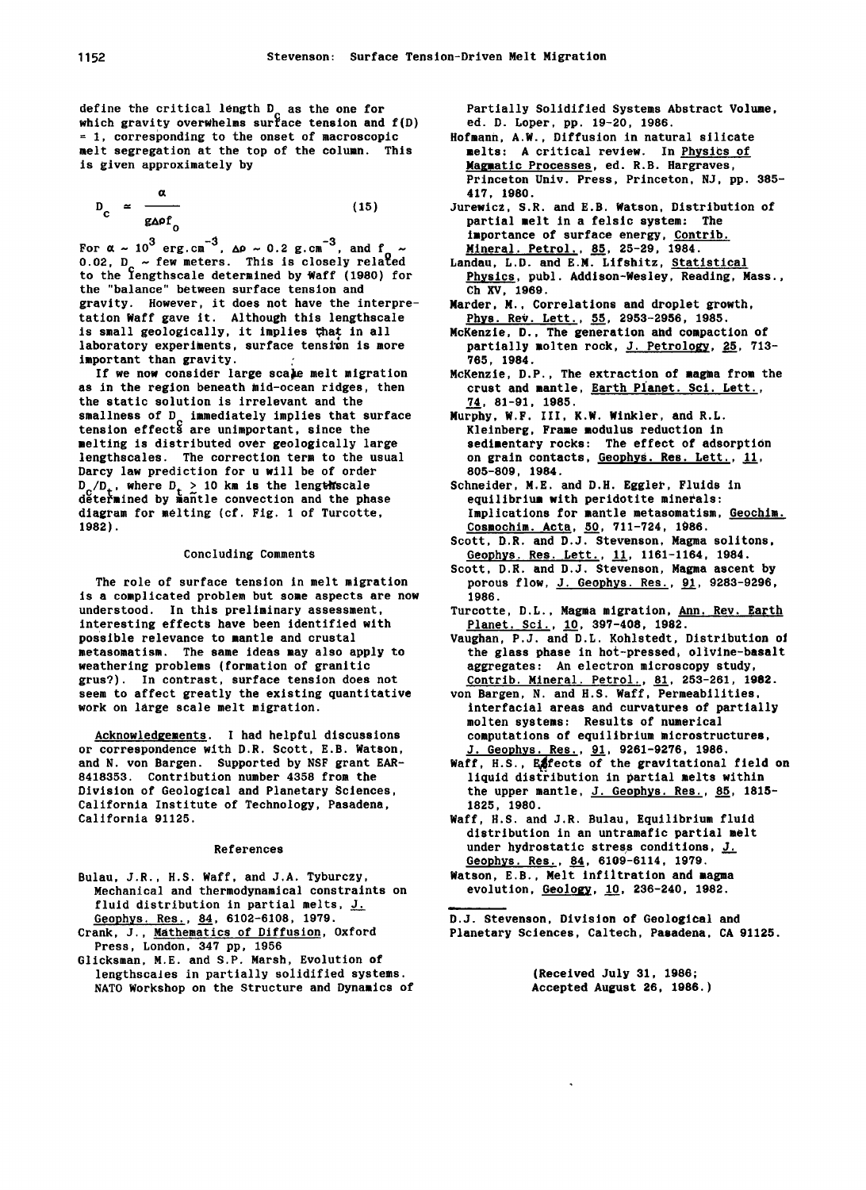define the critical length $D_c$ as the one for which gravity overwhelms surface tension and $f(D) = 1$, corresponding to the onset of macroscopic melt segregation at the top of the column. This is given approximately by

$$D_c \approx \frac{\alpha}{g\Delta\rho f_o} \qquad (15)$$

For $\alpha \sim 10^3$ erg.cm$^{-3}$, $\Delta\rho \sim 0.2$ g.cm$^{-3}$, and $f_o \sim 0.02$, $D_c \sim$ few meters. This is closely related to the lengthscale determined by Waff (1980) for the "balance" between surface tension and gravity. However, it does not have the interpretation Waff gave it. Although this lengthscale is small geologically, it implies that in all laboratory experiments, surface tension is more important than gravity.

If we now consider large scale melt migration as in the region beneath mid-ocean ridges, then the static solution is irrelevant and the smallness of $D_c$ immediately implies that surface tension effects are unimportant, since the melting is distributed over geologically large lengthscales. The correction term to the usual Darcy law prediction for u will be of order $D_c/D_t$, where $D_t > 10$ km is the lengthscale determined by mantle convection and the phase diagram for melting (cf. Fig. 1 of Turcotte, 1982).

## Concluding Comments

The role of surface tension in melt migration is a complicated problem but some aspects are now understood. In this preliminary assessment, interesting effects have been identified with possible relevance to mantle and crustal metasomatism. The same ideas may also apply to weathering problems (formation of granitic grus?). In contrast, surface tension does not seem to affect greatly the existing quantitative work on large scale melt migration.

Acknowledgements. I had helpful discussions or correspondence with D.R. Scott, E.B. Watson, and N. von Bargen. Supported by NSF grant EAR-8418353. Contribution number 4358 from the Division of Geological and Planetary Sciences, California Institute of Technology, Pasadena, California 91125.

## References

Bulau, J.R., H.S. Waff, and J.A. Tyburczy, Mechanical and thermodynamical constraints on fluid distribution in partial melts, J. Geophys. Res., 84, 6102-6108, 1979.

Crank, J., Mathematics of Diffusion, Oxford Press, London, 347 pp, 1956

Glicksman, M.E. and S.P. Marsh, Evolution of lengthscales in partially solidified systems. NATO Workshop on the Structure and Dynamics of Partially Solidified Systems Abstract Volume, ed. D. Loper, pp. 19-20, 1986.

Hofmann, A.W., Diffusion in natural silicate melts: A critical review. In Physics of Magmatic Processes, ed. R.B. Hargraves, Princeton Univ. Press, Princeton, NJ, pp. 385-417, 1980.

Jurewicz, S.R. and E.B. Watson, Distribution of partial melt in a felsic system: The importance of surface energy, Contrib. Mineral. Petrol., 85, 25-29, 1984.

Landau, L.D. and E.M. Lifshitz, Statistical Physics, publ. Addison-Wesley, Reading, Mass., Ch XV, 1969.

Marder, M., Correlations and droplet growth, Phys. Rev. Lett., 55, 2953-2956, 1985.

McKenzie, D., The generation and compaction of partially molten rock, J. Petrology, 25, 713-765, 1984.

McKenzie, D.P., The extraction of magma from the crust and mantle, Earth Planet. Sci. Lett., 74, 81-91, 1985.

Murphy, W.F. III, K.W. Winkler, and R.L. Kleinberg, Frame modulus reduction in sedimentary rocks: The effect of adsorption on grain contacts, Geophys. Res. Lett., 11, 805-809, 1984.

Schneider, M.E. and D.H. Eggler, Fluids in equilibrium with peridotite minerals: Implications for mantle metasomatism, Geochim. Cosmochim. Acta, 50, 711-724, 1986.

Scott, D.R. and D.J. Stevenson, Magma solitons, Geophys. Res. Lett., 11, 1161-1164, 1984.

Scott, D.R. and D.J. Stevenson, Magma ascent by porous flow, J. Geophys. Res., 91, 9283-9296, 1986.

Turcotte, D.L., Magma migration, Ann. Rev. Earth Planet. Sci., 10, 397-408, 1982.

Vaughan, P.J. and D.L. Kohlstedt, Distribution of the glass phase in hot-pressed, olivine-basalt aggregates: An electron microscopy study, Contrib. Mineral. Petrol., 81, 253-261, 1982.

von Bargen, N. and H.S. Waff, Permeabilities, interfacial areas and curvatures of partially molten systems: Results of numerical computations of equilibrium microstructures, J. Geophys. Res., 91, 9261-9276, 1986.

Waff, H.S., Effects of the gravitational field on liquid distribution in partial melts within the upper mantle, J. Geophys. Res., 85, 1815-1825, 1980.

Waff, H.S. and J.R. Bulau, Equilibrium fluid distribution in an ultramafic partial melt under hydrostatic stress conditions, J. Geophys. Res., 84, 6109-6114, 1979.

Watson, E.B., Melt infiltration and magma evolution, Geology, 10, 236-240, 1982.

D.J. Stevenson, Division of Geological and Planetary Sciences, Caltech, Pasadena, CA 91125.

(Received July 31, 1986; Accepted August 26, 1986.)